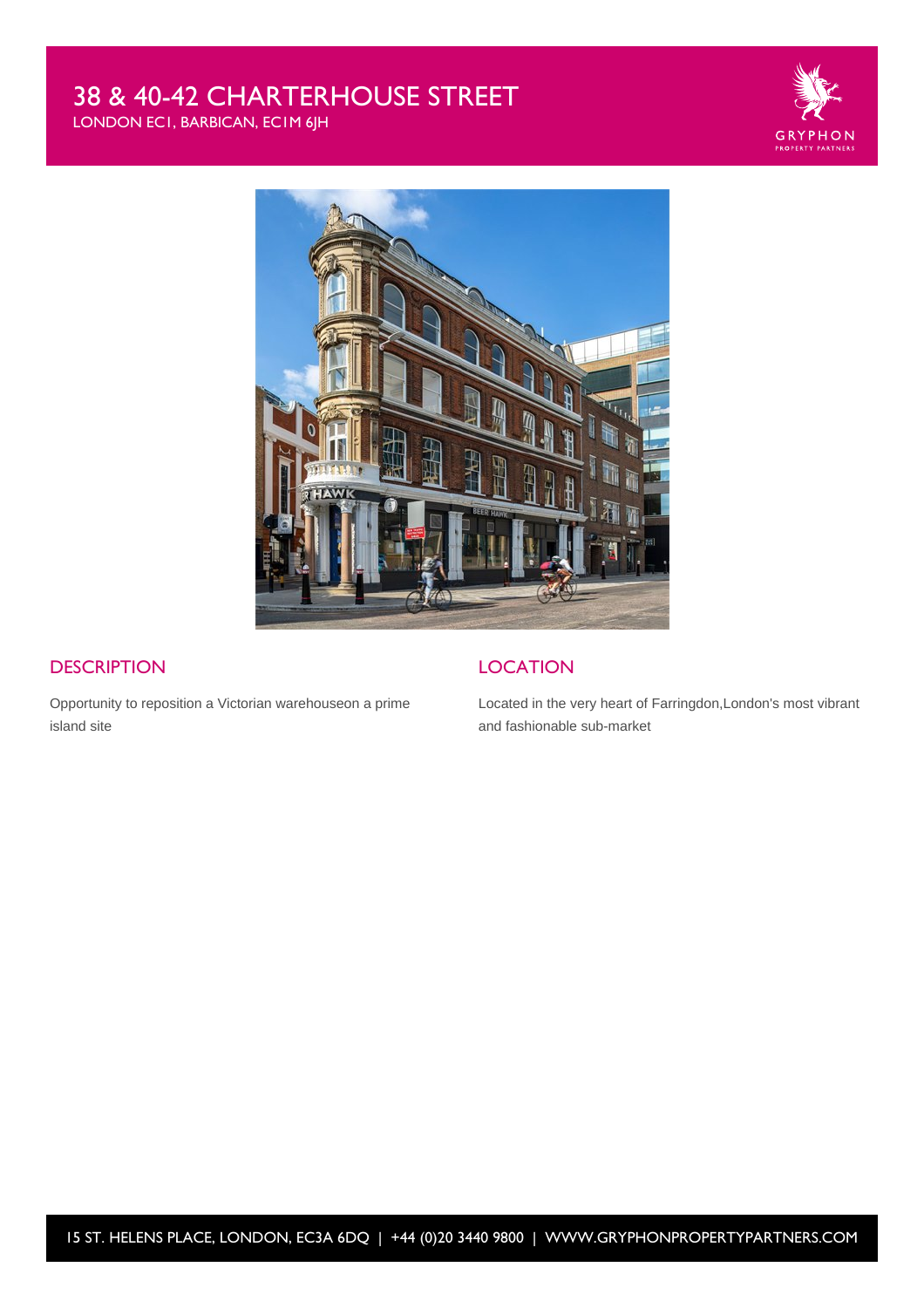# 38 & 40-42 CHARTERHOUSE STREET

LONDON EC1, BARBICAN, EC1M 6JH

GRYPHON
PROPERTY PARTNERS

## DESCRIPTION

Opportunity to reposition a Victorian warehouseon a prime island site

## LOCATION

Located in the very heart of Farringdon,London's most vibrant and fashionable sub-market

15 ST. HELENS PLACE, LONDON, EC3A 6DQ | +44 (0)20 3440 9800 | WWW.GRYPHONPROPERTYPARTNERS.COM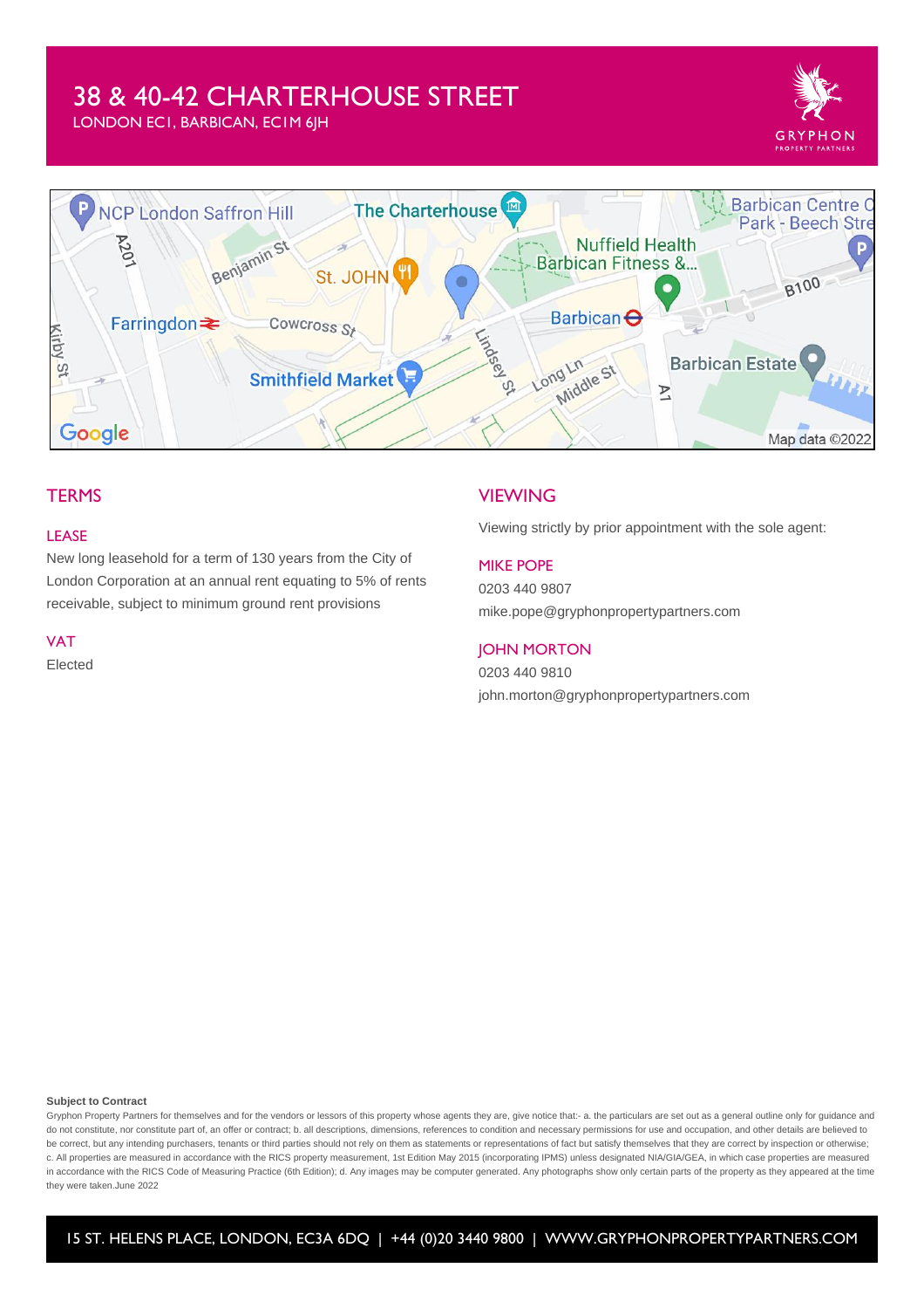# 38 & 40-42 CHARTERHOUSE STREET

LONDON EC1, BARBICAN, EC1M 6JH

## TERMS

### LEASE

New long leasehold for a term of 130 years from the City of London Corporation at an annual rent equating to 5% of rents receivable, subject to minimum ground rent provisions

### VAT

Elected

## VIEWING

Viewing strictly by prior appointment with the sole agent:

### MIKE POPE

0203 440 9807

mike.pope@gryphonpropertypartners.com

### JOHN MORTON

0203 440 9810

john.morton@gryphonpropertypartners.com

**Subject to Contract**

Gryphon Property Partners for themselves and for the vendors or lessors of this property whose agents they are, give notice that:- a. the particulars are set out as a general outline only for guidance and do not constitute, nor constitute part of, an offer or contract; b. all descriptions, dimensions, references to condition and necessary permissions for use and occupation, and other details are believed to be correct, but any intending purchasers, tenants or third parties should not rely on them as statements or representations of fact but satisfy themselves that they are correct by inspection or otherwise; c. All properties are measured in accordance with the RICS property measurement, 1st Edition May 2015 (incorporating IPMS) unless designated NIA/GIA/GEA, in which case properties are measured in accordance with the RICS Code of Measuring Practice (6th Edition); d. Any images may be computer generated. Any photographs show only certain parts of the property as they appeared at the time they were taken.June 2022

15 ST. HELENS PLACE, LONDON, EC3A 6DQ | +44 (0)20 3440 9800 | WWW.GRYPHONPROPERTYPARTNERS.COM